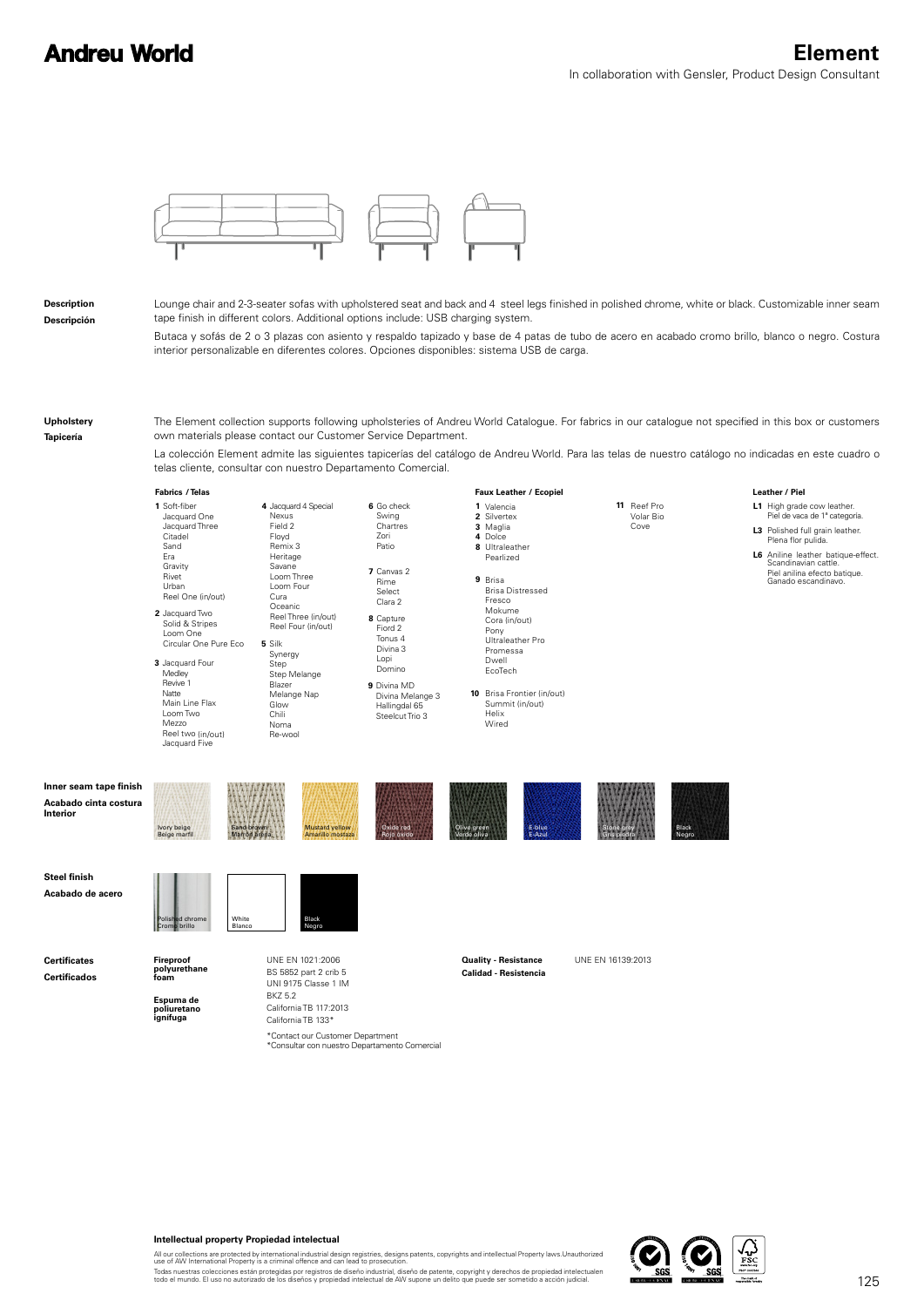# Andreu World

# Element

In collaboration with Gensler, Product Design Consultant

**Description**
**Descripción**

Lounge chair and 2-3-seater sofas with upholstered seat and back and 4 steel legs finished in polished chrome, white or black. Customizable inner seam tape finish in different colors. Additional options include: USB charging system.

Butaca y sofás de 2 o 3 plazas con asiento y respaldo tapizado y base de 4 patas de tubo de acero en acabado cromo brillo, blanco o negro. Costura interior personalizable en diferentes colores. Opciones disponibles: sistema USB de carga.

**Upholstery**
**Tapicería**

The Element collection supports following upholsteries of Andreu World Catalogue. For fabrics in our catalogue not specified in this box or customers own materials please contact our Customer Service Department.

La colección Element admite las siguientes tapicerías del catálogo de Andreu World. Para las telas de nuestro catálogo no indicadas en este cuadro o telas cliente, consultar con nuestro Departamento Comercial.

**Fabrics / Telas**

**1** Soft-fiber, Jacquard One, Jacquard Three, Citadel, Sand, Era, Gravity, Rivet, Urban, Reel One (in/out)

**2** Jacquard Two, Solid & Stripes, Loom One, Circular One Pure Eco

**3** Jacquard Four, Medley, Revive 1, Natte, Main Line Flax, Loom Two, Mezzo, Reel two (in/out), Jacquard Five

**4** Jacquard 4 Special, Nexus, Field 2, Floyd, Remix 3, Heritage, Savane, Loom Three, Loom Four, Cura, Oceanic, Reel Three (in/out), Reel Four (in/out)

**5** Silk, Synergy, Step, Step Melange, Blazer, Melange Nap, Glow, Chili, Noma, Re-wool

**6** Go check, Swing, Chartres, Zori, Patio

**7** Canvas 2, Rime, Select, Clara 2

**8** Capture, Fiord 2, Tonus 4, Divina 3, Lopi, Domino

**9** Divina MD, Divina Melange 3, Hallingdal 65, Steelcut Trio 3

**Faux Leather / Ecopiel**

**1** Valencia
**2** Silvertex
**3** Maglia
**4** Dolce
**8** Ultraleather, Pearlized

**9** Brisa, Brisa Distressed, Fresco, Mokume, Cora (in/out), Pony, Ultraleather Pro, Promessa, Dwell, EcoTech

**10** Brisa Frontier (in/out), Summit (in/out), Helix, Wired

**11** Reef Pro, Volar Bio, Cove

**Leather / Piel**

**L1** High grade cow leather. Piel de vaca de 1ª categoría.

**L3** Polished full grain leather. Plena flor pulida.

**L6** Aniline leather batique-effect. Scandinavian cattle. Piel anilina efecto batique. Ganado escandinavo.

**Inner seam tape finish**
**Acabado cinta costura Interior**

Ivory beige / Beige marfil — Sand brown / Marrón arena — Mustard yellow / Amarillo mostaza — Oxide red / Rojo óxido — Olive green / Verde oliva — E-blue / E-Azul — Stone grey / Gris piedra — Black / Negro

**Steel finish**
**Acabado de acero**

Polished chrome / Cromo brillo — White / Blanco — Black / Negro

**Certificates**
**Certificados**

**Fireproof polyurethane foam**
**Espuma de poliuretano ignífuga**

UNE EN 1021:2006
BS 5852 part 2 crib 5
UNI 9175 Classe 1 IM
BKZ 5.2
California TB 117:2013
California TB 133*

*Contact our Customer Department
*Consultar con nuestro Departamento Comercial

**Quality - Resistance**
**Calidad - Resistencia**

UNE EN 16139:2013

**Intellectual property Propiedad intelectual**

All our collections are protected by international industrial design registries, designs patents, copyrights and intellectual Property laws.Unauthorized use of AW International Property is a criminal offence and can lead to prosecution.

Todas nuestras colecciones están protegidas por registros de diseño industrial, diseño de patente, copyright y derechos de propiedad intelectualen todo el mundo. El uso no autorizado de los diseños y propiedad intelectual de AW supone un delito que puede ser sometido a acción judicial.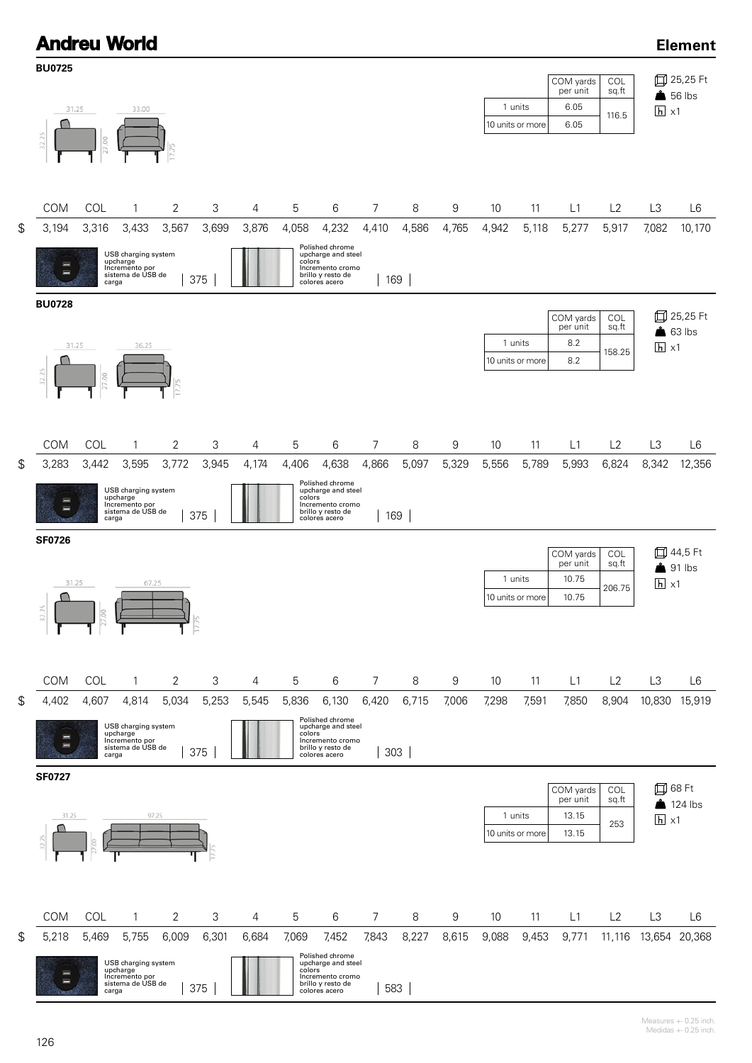## BU0725

31.25 33.00 32.25 27.00 17.75

| | COM yards per unit | COL sq.ft |
|---|---|---|
| 1 units | 6.05 | 116.5 |
| 10 units or more | 6.05 | |

25,25 Ft
56 lbs
x1

| | COM | COL | 1 | 2 | 3 | 4 | 5 | 6 | 7 | 8 | 9 | 10 | 11 | L1 | L2 | L3 | L6 |
|---|---|---|---|---|---|---|---|---|---|---|---|---|---|---|---|---|---|
| $ | 3,194 | 3,316 | 3,433 | 3,567 | 3,699 | 3,876 | 4,058 | 4,232 | 4,410 | 4,586 | 4,765 | 4,942 | 5,118 | 5,277 | 5,917 | 7,082 | 10,170 |

USB charging system upcharge
Incremento por sistema de USB de carga | 375

Polished chrome upcharge and steel colors
Incremento cromo brillo y resto de colores acero | 169

## BU0728

31.25 36.25 32.25 27.00 17.75

| | COM yards per unit | COL sq.ft |
|---|---|---|
| 1 units | 8.2 | 158.25 |
| 10 units or more | 8.2 | |

25,25 Ft
63 lbs
x1

| | COM | COL | 1 | 2 | 3 | 4 | 5 | 6 | 7 | 8 | 9 | 10 | 11 | L1 | L2 | L3 | L6 |
|---|---|---|---|---|---|---|---|---|---|---|---|---|---|---|---|---|---|
| $ | 3,283 | 3,442 | 3,595 | 3,772 | 3,945 | 4,174 | 4,406 | 4,638 | 4,866 | 5,097 | 5,329 | 5,556 | 5,789 | 5,993 | 6,824 | 8,342 | 12,356 |

USB charging system upcharge
Incremento por sistema de USB de carga | 375

Polished chrome upcharge and steel colors
Incremento cromo brillo y resto de colores acero | 169

## SF0726

31.25 67.25 32.25 27.00 17.75

| | COM yards per unit | COL sq.ft |
|---|---|---|
| 1 units | 10.75 | 206.75 |
| 10 units or more | 10.75 | |

44,5 Ft
91 lbs
x1

| | COM | COL | 1 | 2 | 3 | 4 | 5 | 6 | 7 | 8 | 9 | 10 | 11 | L1 | L2 | L3 | L6 |
|---|---|---|---|---|---|---|---|---|---|---|---|---|---|---|---|---|---|
| $ | 4,402 | 4,607 | 4,814 | 5,034 | 5,253 | 5,545 | 5,836 | 6,130 | 6,420 | 6,715 | 7,006 | 7,298 | 7,591 | 7,850 | 8,904 | 10,830 | 15,919 |

USB charging system upcharge
Incremento por sistema de USB de carga | 375

Polished chrome upcharge and steel colors
Incremento cromo brillo y resto de colores acero | 303

## SF0727

31.25 97.25 32.25 27.00 17.75

| | COM yards per unit | COL sq.ft |
|---|---|---|
| 1 units | 13.15 | 253 |
| 10 units or more | 13.15 | |

68 Ft
124 lbs
x1

| | COM | COL | 1 | 2 | 3 | 4 | 5 | 6 | 7 | 8 | 9 | 10 | 11 | L1 | L2 | L3 | L6 |
|---|---|---|---|---|---|---|---|---|---|---|---|---|---|---|---|---|---|
| $ | 5,218 | 5,469 | 5,755 | 6,009 | 6,301 | 6,684 | 7,069 | 7,452 | 7,843 | 8,227 | 8,615 | 9,088 | 9,453 | 9,771 | 11,116 | 13,654 | 20,368 |

USB charging system upcharge
Incremento por sistema de USB de carga | 375

Polished chrome upcharge and steel colors
Incremento cromo brillo y resto de colores acero | 583

Measures +- 0.25 inch.
Medidas +- 0.25 inch.